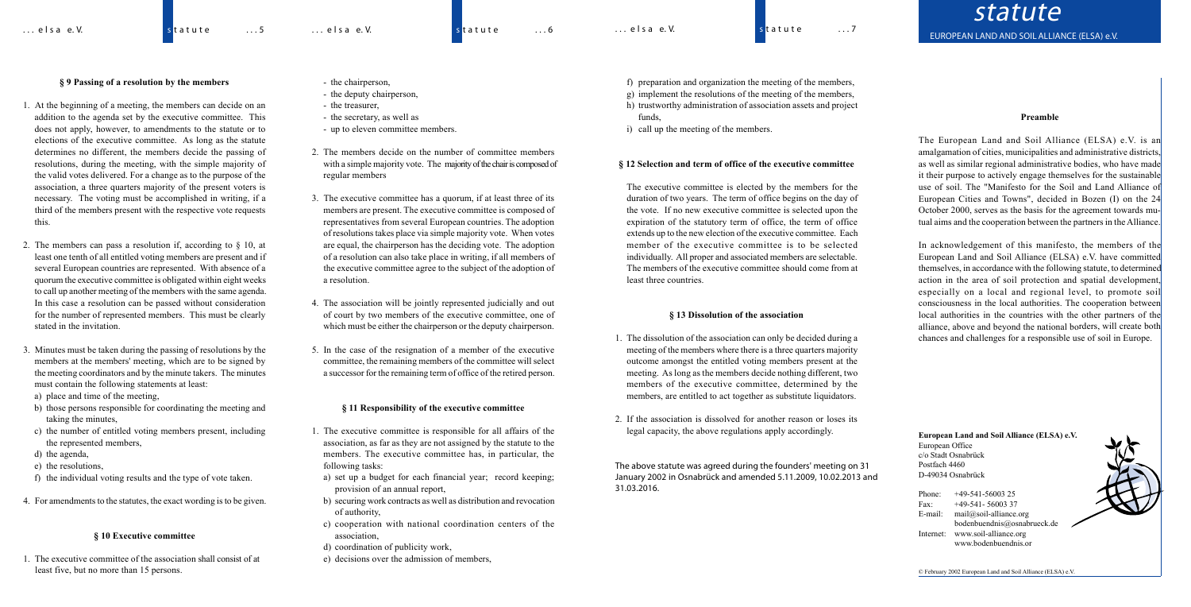### § 9 Passing of a resolution by the members

1. At the beginning of a meeting, the members can decide on an addition to the agenda set by the executive committee. This does not apply, however, to amendments to the statute or to elections of the executive committee. As long as the statute determines no different, the members decide the passing of resolutions, during the meeting, with the simple majority of the valid votes delivered. For a change as to the purpose of the association, a three quarters majority of the present voters is necessary. The voting must be accomplished in writing, if a third of the members present with the respective vote requests this.
2. The members can pass a resolution if, according to § 10, at least one tenth of all entitled voting members are present and if several European countries are represented. With absence of a quorum the executive committee is obligated within eight weeks to call up another meeting of the members with the same agenda. In this case a resolution can be passed without consideration for the number of represented members. This must be clearly stated in the invitation.
3. Minutes must be taken during the passing of resolutions by the members at the members' meeting, which are to be signed by the meeting coordinators and by the minute takers. The minutes must contain the following statements at least:
   a) place and time of the meeting,
   b) those persons responsible for coordinating the meeting and taking the minutes,
   c) the number of entitled voting members present, including the represented members,
   d) the agenda,
   e) the resolutions,
   f) the individual voting results and the type of vote taken.
4. For amendments to the statutes, the exact wording is to be given.

### § 10 Executive committee

1. The executive committee of the association shall consist of at least five, but no more than 15 persons.
   - the chairperson,
   - the deputy chairperson,
   - the treasurer,
   - the secretary, as well as
   - up to eleven committee members.
2. The members decide on the number of committee members with a simple majority vote. The majority of the chair is composed of regular members
3. The executive committee has a quorum, if at least three of its members are present. The executive committee is composed of representatives from several European countries. The adoption of resolutions takes place via simple majority vote. When votes are equal, the chairperson has the deciding vote. The adoption of a resolution can also take place in writing, if all members of the executive committee agree to the subject of the adoption of a resolution.
4. The association will be jointly represented judicially and out of court by two members of the executive committee, one of which must be either the chairperson or the deputy chairperson.
5. In the case of the resignation of a member of the executive committee, the remaining members of the committee will select a successor for the remaining term of office of the retired person.

### § 11 Responsibility of the executive committee

1. The executive committee is responsible for all affairs of the association, as far as they are not assigned by the statute to the members. The executive committee has, in particular, the following tasks:
   a) set up a budget for each financial year; record keeping; provision of an annual report,
   b) securing work contracts as well as distribution and revocation of authority,
   c) cooperation with national coordination centers of the association,
   d) coordination of publicity work,
   e) decisions over the admission of members,
   f) preparation and organization the meeting of the members,
   g) implement the resolutions of the meeting of the members,
   h) trustworthy administration of association assets and project funds,
   i) call up the meeting of the members.

### § 12 Selection and term of office of the executive committee

The executive committee is elected by the members for the duration of two years. The term of office begins on the day of the vote. If no new executive committee is selected upon the expiration of the statutory term of office, the term of office extends up to the new election of the executive committee. Each member of the executive committee is to be selected individually. All proper and associated members are selectable. The members of the executive committee should come from at least three countries.

### § 13 Dissolution of the association

1. The dissolution of the association can only be decided during a meeting of the members where there is a three quarters majority outcome amongst the entitled voting members present at the meeting. As long as the members decide nothing different, two members of the executive committee, determined by the members, are entitled to act together as substitute liquidators.
2. If the association is dissolved for another reason or loses its legal capacity, the above regulations apply accordingly.

The above statute was agreed during the founders' meeting on 31 January 2002 in Osnabrück and amended 5.11.2009, 10.02.2013 and 31.03.2016.

# statute

EUROPEAN LAND AND SOIL ALLIANCE (ELSA) e.V.

### Preamble

The European Land and Soil Alliance (ELSA) e.V. is an amalgamation of cities, municipalities and administrative districts, as well as similar regional administrative bodies, who have made it their purpose to actively engage themselves for the sustainable use of soil. The "Manifesto for the Soil and Land Alliance of European Cities and Towns", decided in Bozen (I) on the 24 October 2000, serves as the basis for the agreement towards mutual aims and the cooperation between the partners in the Alliance.

In acknowledgement of this manifesto, the members of the European Land and Soil Alliance (ELSA) e.V. have committed themselves, in accordance with the following statute, to determined action in the area of soil protection and spatial development, especially on a local and regional level, to promote soil consciousness in the local authorities. The cooperation between local authorities in the countries with the other partners of the alliance, above and beyond the national borders, will create both chances and challenges for a responsible use of soil in Europe.

**European Land and Soil Alliance (ELSA) e.V.**
European Office
c/o Stadt Osnabrück
Postfach 4460
D-49034 Osnabrück

Phone: +49-541-56003 25
Fax: +49-541- 56003 37
E-mail: mail@soil-alliance.org
bodenbuendnis@osnabrueck.de
Internet: www.soil-alliance.org
www.bodenbuendnis.or

© February 2002 European Land and Soil Alliance (ELSA) e.V.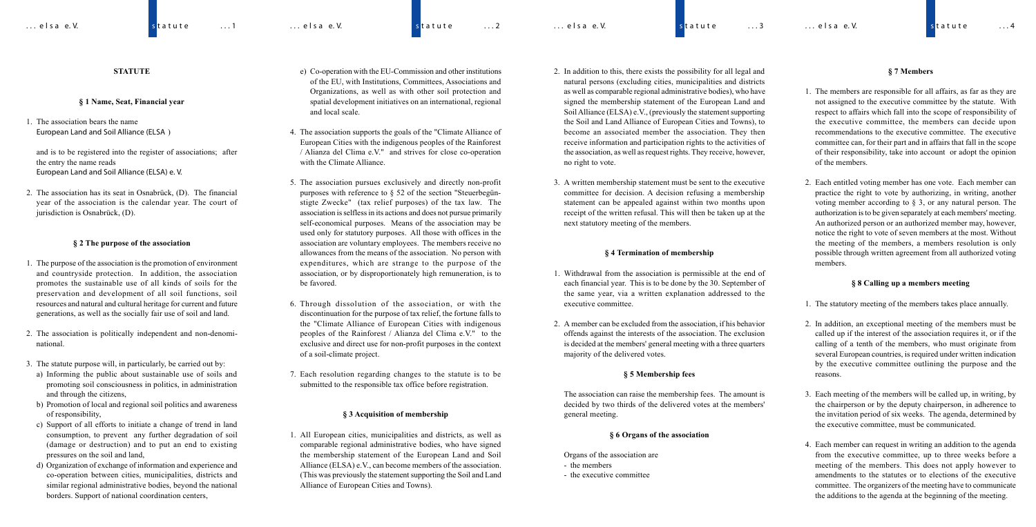## STATUTE

### § 1 Name, Seat, Financial year

1. The association bears the name
   European Land and Soil Alliance (ELSA )

   and is to be registered into the register of associations; after the entry the name reads
   European Land and Soil Alliance (ELSA) e. V.

2. The association has its seat in Osnabrück, (D). The financial year of the association is the calendar year. The court of jurisdiction is Osnabrück, (D).

### § 2 The purpose of the association

1. The purpose of the association is the promotion of environment and countryside protection. In addition, the association promotes the sustainable use of all kinds of soils for the preservation and development of all soil functions, soil resources and natural and cultural heritage for current and future generations, as well as the socially fair use of soil and land.

2. The association is politically independent and non-denominational.

3. The statute purpose will, in particularly, be carried out by:
   a) Informing the public about sustainable use of soils and promoting soil consciousness in politics, in administration and through the citizens,
   b) Promotion of local and regional soil politics and awareness of responsibility,
   c) Support of all efforts to initiate a change of trend in land consumption, to prevent any further degradation of soil (damage or destruction) and to put an end to existing pressures on the soil and land,
   d) Organization of exchange of information and experience and co-operation between cities, municipalities, districts and similar regional administrative bodies, beyond the national borders. Support of national coordination centers,
   e) Co-operation with the EU-Commission and other institutions of the EU, with Institutions, Committees, Associations and Organizations, as well as with other soil protection and spatial development initiatives on an international, regional and local scale.

4. The association supports the goals of the "Climate Alliance of European Cities with the indigenous peoples of the Rainforest / Alianza del Clima e.V." and strives for close co-operation with the Climate Alliance.

5. The association pursues exclusively and directly non-profit purposes with reference to § 52 of the section "Steuerbegünstigte Zwecke" (tax relief purposes) of the tax law. The association is selfless in its actions and does not pursue primarily self-economical purposes. Means of the association may be used only for statutory purposes. All those with offices in the association are voluntary employees. The members receive no allowances from the means of the association. No person with expenditures, which are strange to the purpose of the association, or by disproportionately high remuneration, is to be favored.

6. Through dissolution of the association, or with the discontinuation for the purpose of tax relief, the fortune falls to the "Climate Alliance of European Cities with indigenous peoples of the Rainforest / Alianza del Clima e.V." to the exclusive and direct use for non-profit purposes in the context of a soil-climate project.

7. Each resolution regarding changes to the statute is to be submitted to the responsible tax office before registration.

### § 3 Acquisition of membership

1. All European cities, municipalities and districts, as well as comparable regional administrative bodies, who have signed the membership statement of the European Land and Soil Alliance (ELSA) e.V., can become members of the association. (This was previously the statement supporting the Soil and Land Alliance of European Cities and Towns).

2. In addition to this, there exists the possibility for all legal and natural persons (excluding cities, municipalities and districts as well as comparable regional administrative bodies), who have signed the membership statement of the European Land and Soil Alliance (ELSA) e.V., (previously the statement supporting the Soil and Land Alliance of European Cities and Towns), to become an associated member the association. They then receive information and participation rights to the activities of the association, as well as request rights. They receive, however, no right to vote.

3. A written membership statement must be sent to the executive committee for decision. A decision refusing a membership statement can be appealed against within two months upon receipt of the written refusal. This will then be taken up at the next statutory meeting of the members.

### § 4 Termination of membership

1. Withdrawal from the association is permissible at the end of each financial year. This is to be done by the 30. September of the same year, via a written explanation addressed to the executive committee.

2. A member can be excluded from the association, if his behavior offends against the interests of the association. The exclusion is decided at the members' general meeting with a three quarters majority of the delivered votes.

### § 5 Membership fees

The association can raise the membership fees. The amount is decided by two thirds of the delivered votes at the members' general meeting.

### § 6 Organs of the association

Organs of the association are
- the members
- the executive committee

### § 7 Members

1. The members are responsible for all affairs, as far as they are not assigned to the executive committee by the statute. With respect to affairs which fall into the scope of responsibility of the executive committee, the members can decide upon recommendations to the executive committee. The executive committee can, for their part and in affairs that fall in the scope of their responsibility, take into account or adopt the opinion of the members.

2. Each entitled voting member has one vote. Each member can practice the right to vote by authorizing, in writing, another voting member according to § 3, or any natural person. The authorization is to be given separately at each members' meeting. An authorized person or an authorized member may, however, notice the right to vote of seven members at the most. Without the meeting of the members, a members resolution is only possible through written agreement from all authorized voting members.

### § 8 Calling up a members meeting

1. The statutory meeting of the members takes place annually.

2. In addition, an exceptional meeting of the members must be called up if the interest of the association requires it, or if the calling of a tenth of the members, who must originate from several European countries, is required under written indication by the executive committee outlining the purpose and the reasons.

3. Each meeting of the members will be called up, in writing, by the chairperson or by the deputy chairperson, in adherence to the invitation period of six weeks. The agenda, determined by the executive committee, must be communicated.

4. Each member can request in writing an addition to the agenda from the executive committee, up to three weeks before a meeting of the members. This does not apply however to amendments to the statutes or to elections of the executive committee. The organizers of the meeting have to communicate the additions to the agenda at the beginning of the meeting.